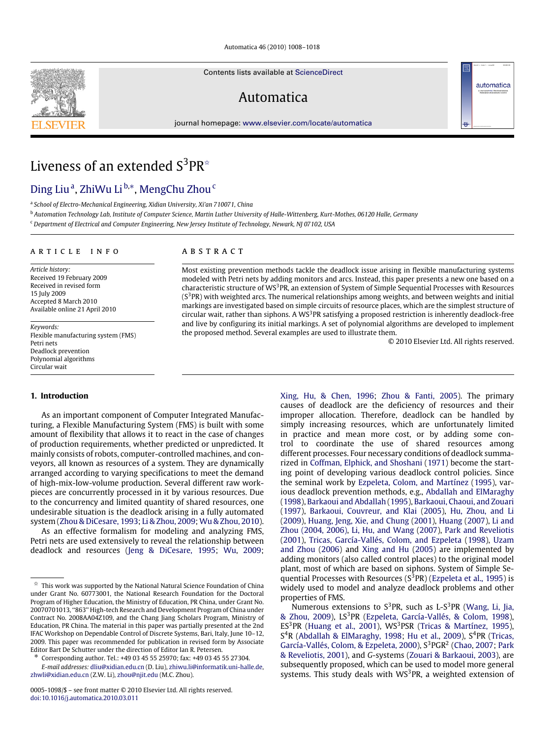# Liveness of an extended $S^3PR$ ☆

Ding Liu [a], ZhiWu Li [b,*], MengChu Zhou [c]

[a] School of Electro-Mechanical Engineering, Xidian University, Xi'an 710071, China

[b] Automation Technology Lab, Institute of Computer Science, Martin Luther University of Halle-Wittenberg, Kurt-Mothes, 06120 Halle, Germany

[c] Department of Electrical and Computer Engineering, New Jersey Institute of Technology, Newark, NJ 07102, USA

## ARTICLE INFO

*Article history:*
Received 19 February 2009
Received in revised form
15 July 2009
Accepted 8 March 2010
Available online 21 April 2010

*Keywords:*
Flexible manufacturing system (FMS)
Petri nets
Deadlock prevention
Polynomial algorithms
Circular wait

## ABSTRACT

Most existing prevention methods tackle the deadlock issue arising in flexible manufacturing systems modeled with Petri nets by adding monitors and arcs. Instead, this paper presents a new one based on a characteristic structure of $WS^3PR$, an extension of System of Simple Sequential Processes with Resources ($S^3PR$) with weighted arcs. The numerical relationships among weights, and between weights and initial markings are investigated based on simple circuits of resource places, which are the simplest structure of circular wait, rather than siphons. A $WS^3PR$ satisfying a proposed restriction is inherently deadlock-free and live by configuring its initial markings. A set of polynomial algorithms are developed to implement the proposed method. Several examples are used to illustrate them.

© 2010 Elsevier Ltd. All rights reserved.

## 1. Introduction

As an important component of Computer Integrated Manufacturing, a Flexible Manufacturing System (FMS) is built with some amount of flexibility that allows it to react in the case of changes of production requirements, whether predicted or unpredicted. It mainly consists of robots, computer-controlled machines, and conveyors, all known as resources of a system. They are dynamically arranged according to varying specifications to meet the demand of high-mix-low-volume production. Several different raw workpieces are concurrently processed in it by various resources. Due to the concurrency and limited quantity of shared resources, one undesirable situation is the deadlock arising in a fully automated system (Zhou & DiCesare, 1993; Li & Zhou, 2009; Wu & Zhou, 2010).

As an effective formalism for modeling and analyzing FMS, Petri nets are used extensively to reveal the relationship between deadlock and resources (Jeng & DiCesare, 1995; Wu, 2009; Xing, Hu, & Chen, 1996; Zhou & Fanti, 2005). The primary causes of deadlock are the deficiency of resources and their improper allocation. Therefore, deadlock can be handled by simply increasing resources, which are unfortunately limited in practice and mean more cost, or by adding some control to coordinate the use of shared resources among different processes. Four necessary conditions of deadlock summarized in Coffman, Elphick, and Shoshani (1971) become the starting point of developing various deadlock control policies. Since the seminal work by Ezpeleta, Colom, and Martínez (1995), various deadlock prevention methods, e.g., Abdallah and ElMaraghy (1998), Barkaoui and Abdallah (1995), Barkaoui, Chaoui, and Zouari (1997), Barkaoui, Couvreur, and Klai (2005), Hu, Zhou, and Li (2009), Huang, Jeng, Xie, and Chung (2001), Huang (2007), Li and Zhou (2004, 2006), Li, Hu, and Wang (2007), Park and Reveliotis (2001), Tricas, García-Vallés, Colom, and Ezpeleta (1998), Uzam and Zhou (2006) and Xing and Hu (2005) are implemented by adding monitors (also called control places) to the original model plant, most of which are based on siphons. System of Simple Sequential Processes with Resources ($S^3PR$) (Ezpeleta et al., 1995) is widely used to model and analyze deadlock problems and other properties of FMS.

Numerous extensions to $S^3PR$, such as L-$S^3PR$ (Wang, Li, Jia, & Zhou, 2009), $LS^3PR$ (Ezpeleta, García-Vallés, & Colom, 1998), $ES^3PR$ (Huang et al., 2001), $WS^3PSR$ (Tricas & Martínez, 1995), $S^4R$ (Abdallah & ElMaraghy, 1998; Hu et al., 2009), $S^4PR$ (Tricas, García-Vallés, Colom, & Ezpeleta, 2000), $S^3PGR^2$ (Chao, 2007; Park & Reveliotis, 2001), and $G$-systems (Zouari & Barkaoui, 2003), are subsequently proposed, which can be used to model more general systems. This study deals with $WS^3PR$, a weighted extension of

---

☆ This work was supported by the National Natural Science Foundation of China under Grant No. 60773001, the National Research Foundation for the Doctoral Program of Higher Education, the Ministry of Education, PR China, under Grant No. 20070701013, "863" High-tech Research and Development Program of China under Contract No. 2008AA04Z109, and the Chang Jiang Scholars Program, Ministry of Education, PR China. The material in this paper was partially presented at the 2nd IFAC Workshop on Dependable Control of Discrete Systems, Bari, Italy, June 10–12, 2009. This paper was recommended for publication in revised form by Associate Editor Bart De Schutter under the direction of Editor Ian R. Petersen.

\* Corresponding author. Tel.: +49 03 45 55 25970; fax: +49 03 45 55 27304.
*E-mail addresses:* dliu@xidian.edu.cn (D. Liu), zhiwu.li@informatik.uni-halle.de, zhwli@xidian.edu.cn (Z.W. Li), zhou@njit.edu (M.C. Zhou).

0005-1098/$ – see front matter © 2010 Elsevier Ltd. All rights reserved.
doi:10.1016/j.automatica.2010.03.011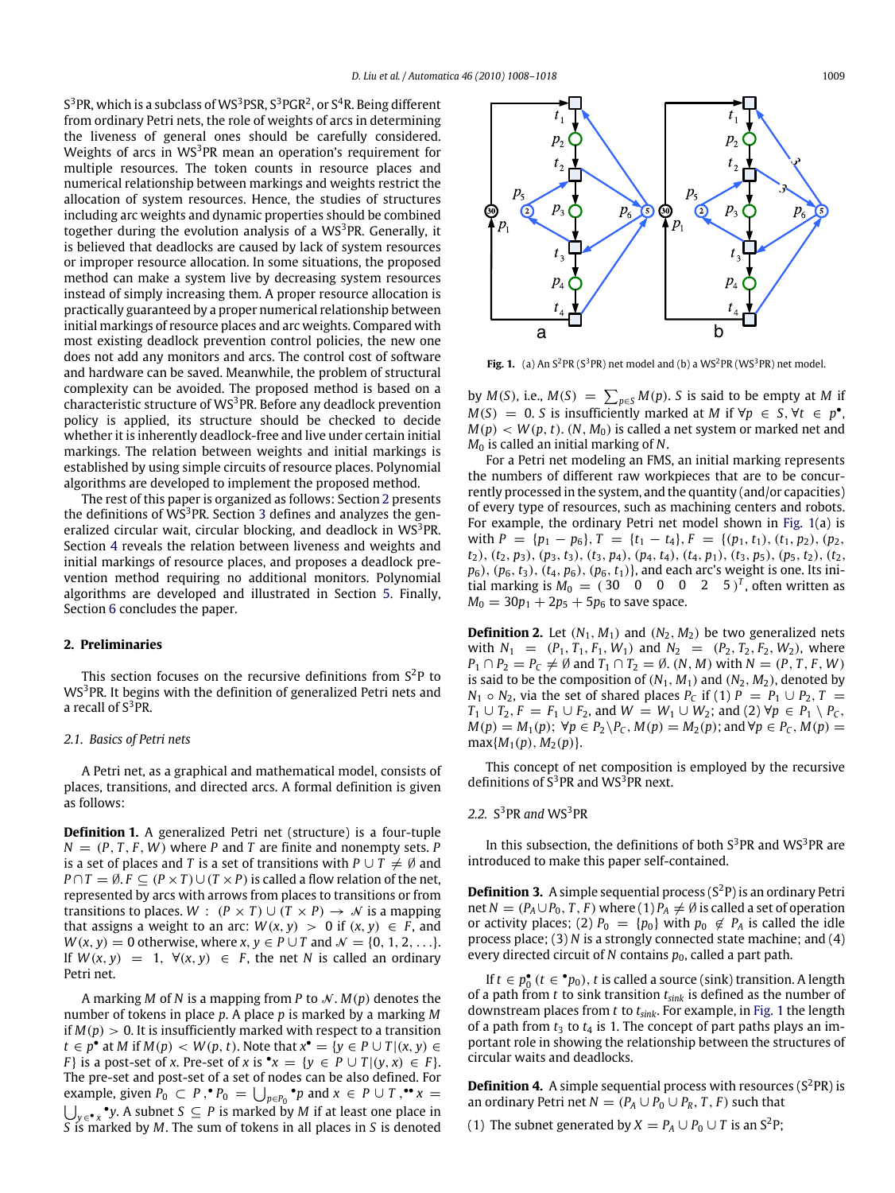$S^3PR$, which is a subclass of $WS^3PSR$, $S^3PGR^2$, or $S^4R$. Being different from ordinary Petri nets, the role of weights of arcs in determining the liveness of general ones should be carefully considered. Weights of arcs in $WS^3PR$ mean an operation's requirement for multiple resources. The token counts in resource places and numerical relationship between markings and weights restrict the allocation of system resources. Hence, the studies of structures including arc weights and dynamic properties should be combined together during the evolution analysis of a $WS^3PR$. Generally, it is believed that deadlocks are caused by lack of system resources or improper resource allocation. In some situations, the proposed method can make a system live by decreasing system resources instead of simply increasing them. A proper resource allocation is practically guaranteed by a proper numerical relationship between initial markings of resource places and arc weights. Compared with most existing deadlock prevention control policies, the new one does not add any monitors and arcs. The control cost of software and hardware can be saved. Meanwhile, the problem of structural complexity can be avoided. The proposed method is based on a characteristic structure of $WS^3PR$. Before any deadlock prevention policy is applied, its structure should be checked to decide whether it is inherently deadlock-free and live under certain initial markings. The relation between weights and initial markings is established by using simple circuits of resource places. Polynomial algorithms are developed to implement the proposed method.

The rest of this paper is organized as follows: Section 2 presents the definitions of $WS^3PR$. Section 3 defines and analyzes the generalized circular wait, circular blocking, and deadlock in $WS^3PR$. Section 4 reveals the relation between liveness and weights and initial markings of resource places, and proposes a deadlock prevention method requiring no additional monitors. Polynomial algorithms are developed and illustrated in Section 5. Finally, Section 6 concludes the paper.

## 2. Preliminaries

This section focuses on the recursive definitions from $S^2P$ to $WS^3PR$. It begins with the definition of generalized Petri nets and a recall of $S^3PR$.

### 2.1. Basics of Petri nets

A Petri net, as a graphical and mathematical model, consists of places, transitions, and directed arcs. A formal definition is given as follows:

**Definition 1.** A generalized Petri net (structure) is a four-tuple $N = (P, T, F, W)$ where $P$ and $T$ are finite and nonempty sets. $P$ is a set of places and $T$ is a set of transitions with $P \cup T \neq \emptyset$ and $P \cap T = \emptyset$. $F \subseteq (P \times T) \cup (T \times P)$ is called a flow relation of the net, represented by arcs with arrows from places to transitions or from transitions to places. $W : (P \times T) \cup (T \times P) \rightarrow \mathcal{N}$ is a mapping that assigns a weight to an arc: $W(x, y) > 0$ if $(x, y) \in F$, and $W(x, y) = 0$ otherwise, where $x, y \in P \cup T$ and $\mathcal{N} = \{0, 1, 2, \ldots\}$. If $W(x, y) = 1$, $\forall (x, y) \in F$, the net $N$ is called an ordinary Petri net.

A marking $M$ of $N$ is a mapping from $P$ to $\mathcal{N}$. $M(p)$ denotes the number of tokens in place $p$. A place $p$ is marked by a marking $M$ if $M(p) > 0$. It is insufficiently marked with respect to a transition $t \in p^\bullet$ at $M$ if $M(p) < W(p, t)$. Note that $x^\bullet = \{y \in P \cup T | (x, y) \in F\}$ is a post-set of $x$. Pre-set of $x$ is ${}^\bullet x = \{y \in P \cup T | (y, x) \in F\}$. The pre-set and post-set of a set of nodes can be also defined. For example, given $P_0 \subset P$, ${}^\bullet P_0 = \bigcup_{p \in P_0} {}^\bullet p$ and $x \in P \cup T$, ${}^{\bullet\bullet} x = \bigcup_{y \in {}^\bullet x} {}^\bullet y$. A subset $S \subseteq P$ is marked by $M$ if at least one place in $S$ is marked by $M$. The sum of tokens in all places in $S$ is denoted by $M(S)$, i.e., $M(S) = \sum_{p \in S} M(p)$. $S$ is said to be empty at $M$ if $M(S) = 0$. $S$ is insufficiently marked at $M$ if $\forall p \in S$, $\forall t \in p^\bullet$, $M(p) < W(p, t)$. $(N, M_0)$ is called a net system or marked net and $M_0$ is called an initial marking of $N$.

Fig. 1. (a) An $S^2PR$ ($S^3PR$) net model and (b) a $WS^2PR$ ($WS^3PR$) net model.

For a Petri net modeling an FMS, an initial marking represents the numbers of different raw workpieces that are to be concurrently processed in the system, and the quantity (and/or capacities) of every type of resources, such as machining centers and robots. For example, the ordinary Petri net model shown in Fig. 1(a) is with $P = \{p_1 - p_6\}$, $T = \{t_1 - t_4\}$, $F = \{(p_1, t_1), (t_1, p_2), (p_2, t_2), (t_2, p_3), (p_3, t_3), (t_3, p_4), (p_4, t_4), (t_4, p_1), (t_3, p_5), (p_5, t_2), (t_2, p_6), (p_6, t_3), (t_4, p_6), (p_6, t_1)\}$, and each arc's weight is one. Its initial marking is $M_0 = (30 \quad 0 \quad 0 \quad 0 \quad 2 \quad 5)^T$, often written as $M_0 = 30p_1 + 2p_5 + 5p_6$ to save space.

**Definition 2.** Let $(N_1, M_1)$ and $(N_2, M_2)$ be two generalized nets with $N_1 = (P_1, T_1, F_1, W_1)$ and $N_2 = (P_2, T_2, F_2, W_2)$, where $P_1 \cap P_2 = P_C \neq \emptyset$ and $T_1 \cap T_2 = \emptyset$. $(N, M)$ with $N = (P, T, F, W)$ is said to be the composition of $(N_1, M_1)$ and $(N_2, M_2)$, denoted by $N_1 \circ N_2$, via the set of shared places $P_C$ if (1) $P = P_1 \cup P_2$, $T = T_1 \cup T_2$, $F = F_1 \cup F_2$, and $W = W_1 \cup W_2$; and (2) $\forall p \in P_1 \setminus P_C$, $M(p) = M_1(p)$; $\forall p \in P_2 \setminus P_C$, $M(p) = M_2(p)$; and $\forall p \in P_C$, $M(p) = \max\{M_1(p), M_2(p)\}$.

This concept of net composition is employed by the recursive definitions of $S^3PR$ and $WS^3PR$ next.

### 2.2. $S^3PR$ and $WS^3PR$

In this subsection, the definitions of both $S^3PR$ and $WS^3PR$ are introduced to make this paper self-contained.

**Definition 3.** A simple sequential process ($S^2P$) is an ordinary Petri net $N = (P_A \cup P_0, T, F)$ where (1) $P_A \neq \emptyset$ is called a set of operation or activity places; (2) $P_0 = \{p_0\}$ with $p_0 \notin P_A$ is called the idle process place; (3) $N$ is a strongly connected state machine; and (4) every directed circuit of $N$ contains $p_0$, called a part path.

If $t \in p_0^\bullet$ ($t \in {}^\bullet p_0$), $t$ is called a source (sink) transition. A length of a path from $t$ to sink transition $t_{sink}$ is defined as the number of downstream places from $t$ to $t_{sink}$. For example, in Fig. 1 the length of a path from $t_3$ to $t_4$ is 1. The concept of part paths plays an important role in showing the relationship between the structures of circular waits and deadlocks.

**Definition 4.** A simple sequential process with resources ($S^2PR$) is an ordinary Petri net $N = (P_A \cup P_0 \cup P_R, T, F)$ such that

(1) The subnet generated by $X = P_A \cup P_0 \cup T$ is an $S^2P$;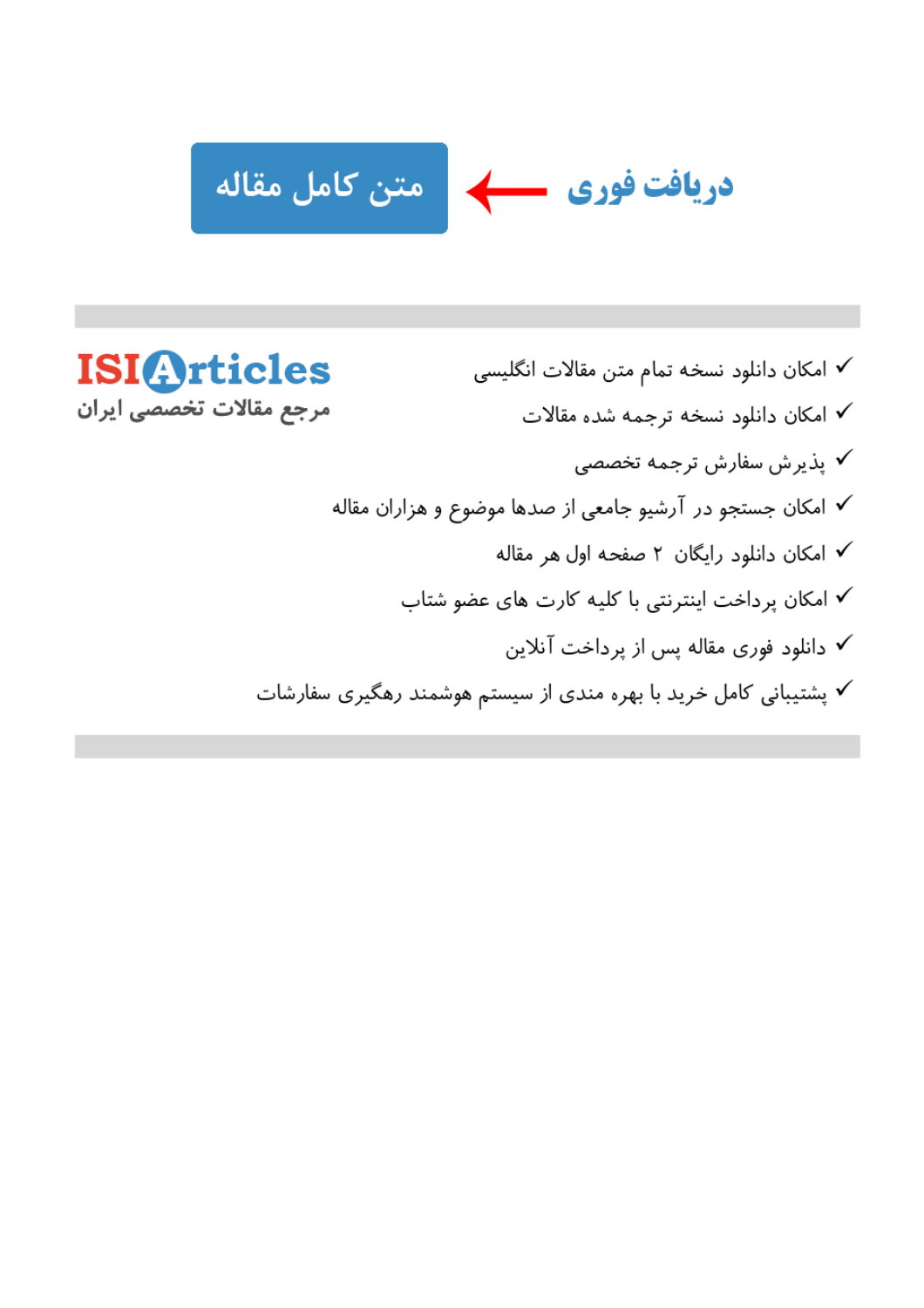دریافت فوری ← متن کامل مقاله

ISIArticles
مرجع مقالات تخصصی ایران

- ✓ امکان دانلود نسخه تمام متن مقالات انگلیسی
- ✓ امکان دانلود نسخه ترجمه شده مقالات
- ✓ پذیرش سفارش ترجمه تخصصی
- ✓ امکان جستجو در آرشیو جامعی از صدها موضوع و هزاران مقاله
- ✓ امکان دانلود رایگان ۲ صفحه اول هر مقاله
- ✓ امکان پرداخت اینترنتی با کلیه کارت های عضو شتاب
- ✓ دانلود فوری مقاله پس از پرداخت آنلاین
- ✓ پشتیبانی کامل خرید با بهره مندی از سیستم هوشمند رهگیری سفارشات